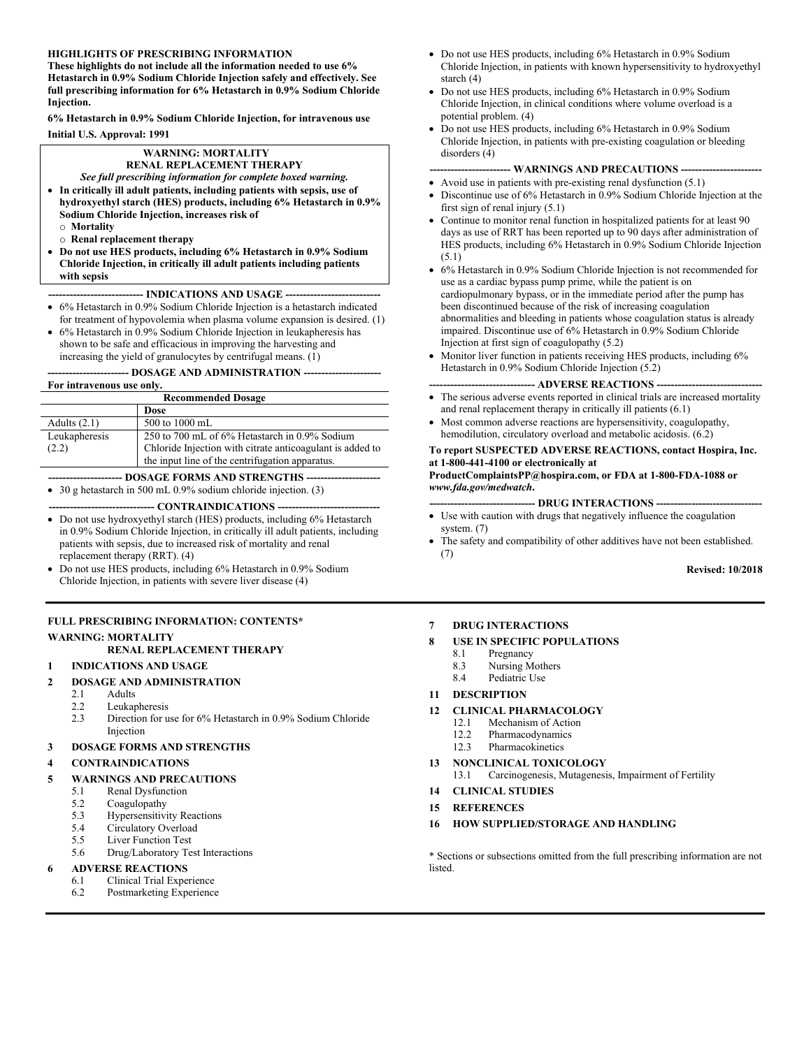## HIGHLIGHTS OF PRESCRIBING INFORMATION

**These highlights do not include all the information needed to use 6% Hetastarch in 0.9% Sodium Chloride Injection safely and effectively. See full prescribing information for 6% Hetastarch in 0.9% Sodium Chloride Injection.**

**6% Hetastarch in 0.9% Sodium Chloride Injection, for intravenous use**

**Initial U.S. Approval: 1991**

> **WARNING: MORTALITY**
> **RENAL REPLACEMENT THERAPY**
> *See full prescribing information for complete boxed warning.*
> - **In critically ill adult patients, including patients with sepsis, use of hydroxyethyl starch (HES) products, including 6% Hetastarch in 0.9% Sodium Chloride Injection, increases risk of**
>   - **Mortality**
>   - **Renal replacement therapy**
> - **Do not use HES products, including 6% Hetastarch in 0.9% Sodium Chloride Injection, in critically ill adult patients including patients with sepsis**

**--------------------------- INDICATIONS AND USAGE ---------------------------**

- 6% Hetastarch in 0.9% Sodium Chloride Injection is a hetastarch indicated for treatment of hypovolemia when plasma volume expansion is desired. (1)
- 6% Hetastarch in 0.9% Sodium Chloride Injection in leukapheresis has shown to be safe and efficacious in improving the harvesting and increasing the yield of granulocytes by centrifugal means. (1)

**----------------------- DOSAGE AND ADMINISTRATION ----------------------**

**For intravenous use only.**

| Recommended Dosage | |
|---|---|
| | **Dose** |
| Adults (2.1) | 500 to 1000 mL |
| Leukapheresis (2.2) | 250 to 700 mL of 6% Hetastarch in 0.9% Sodium Chloride Injection with citrate anticoagulant is added to the input line of the centrifugation apparatus. |

**--------------------- DOSAGE FORMS AND STRENGTHS ---------------------**

- 30 g hetastarch in 500 mL 0.9% sodium chloride injection. (3)

**------------------------------ CONTRAINDICATIONS -----------------------------**

- Do not use hydroxyethyl starch (HES) products, including 6% Hetastarch in 0.9% Sodium Chloride Injection, in critically ill adult patients, including patients with sepsis, due to increased risk of mortality and renal replacement therapy (RRT). (4)
- Do not use HES products, including 6% Hetastarch in 0.9% Sodium Chloride Injection, in patients with severe liver disease (4)
- Do not use HES products, including 6% Hetastarch in 0.9% Sodium Chloride Injection, in patients with known hypersensitivity to hydroxyethyl starch (4)
- Do not use HES products, including 6% Hetastarch in 0.9% Sodium Chloride Injection, in clinical conditions where volume overload is a potential problem. (4)
- Do not use HES products, including 6% Hetastarch in 0.9% Sodium Chloride Injection, in patients with pre-existing coagulation or bleeding disorders (4)

**----------------------- WARNINGS AND PRECAUTIONS -----------------------**

- Avoid use in patients with pre-existing renal dysfunction (5.1)
- Discontinue use of 6% Hetastarch in 0.9% Sodium Chloride Injection at the first sign of renal injury (5.1)
- Continue to monitor renal function in hospitalized patients for at least 90 days as use of RRT has been reported up to 90 days after administration of HES products, including 6% Hetastarch in 0.9% Sodium Chloride Injection (5.1)
- 6% Hetastarch in 0.9% Sodium Chloride Injection is not recommended for use as a cardiac bypass pump prime, while the patient is on cardiopulmonary bypass, or in the immediate period after the pump has been discontinued because of the risk of increasing coagulation abnormalities and bleeding in patients whose coagulation status is already impaired. Discontinue use of 6% Hetastarch in 0.9% Sodium Chloride Injection at first sign of coagulopathy (5.2)
- Monitor liver function in patients receiving HES products, including 6% Hetastarch in 0.9% Sodium Chloride Injection (5.2)

**------------------------------ ADVERSE REACTIONS ------------------------------**

- The serious adverse events reported in clinical trials are increased mortality and renal replacement therapy in critically ill patients (6.1)
- Most common adverse reactions are hypersensitivity, coagulopathy, hemodilution, circulatory overload and metabolic acidosis. (6.2)

**To report SUSPECTED ADVERSE REACTIONS, contact Hospira, Inc. at 1-800-441-4100 or electronically at ProductComplaintsPP@hospira.com, or FDA at 1-800-FDA-1088 or *www.fda.gov/medwatch*.**

**------------------------------ DRUG INTERACTIONS ------------------------------**

- Use with caution with drugs that negatively influence the coagulation system. (7)
- The safety and compatibility of other additives have not been established. (7)

**Revised: 10/2018**

---

## FULL PRESCRIBING INFORMATION: CONTENTS*

**WARNING: MORTALITY**
**RENAL REPLACEMENT THERAPY**

**1 INDICATIONS AND USAGE**

**2 DOSAGE AND ADMINISTRATION**
- 2.1 Adults
- 2.2 Leukapheresis
- 2.3 Direction for use for 6% Hetastarch in 0.9% Sodium Chloride Injection

**3 DOSAGE FORMS AND STRENGTHS**

**4 CONTRAINDICATIONS**

**5 WARNINGS AND PRECAUTIONS**
- 5.1 Renal Dysfunction
- 5.2 Coagulopathy
- 5.3 Hypersensitivity Reactions
- 5.4 Circulatory Overload
- 5.5 Liver Function Test
- 5.6 Drug/Laboratory Test Interactions

**6 ADVERSE REACTIONS**
- 6.1 Clinical Trial Experience
- 6.2 Postmarketing Experience

**7 DRUG INTERACTIONS**

**8 USE IN SPECIFIC POPULATIONS**
- 8.1 Pregnancy
- 8.3 Nursing Mothers
- 8.4 Pediatric Use

**11 DESCRIPTION**

**12 CLINICAL PHARMACOLOGY**
- 12.1 Mechanism of Action
- 12.2 Pharmacodynamics
- 12.3 Pharmacokinetics

**13 NONCLINICAL TOXICOLOGY**
- 13.1 Carcinogenesis, Mutagenesis, Impairment of Fertility

**14 CLINICAL STUDIES**

**15 REFERENCES**

**16 HOW SUPPLIED/STORAGE AND HANDLING**

\* Sections or subsections omitted from the full prescribing information are not listed.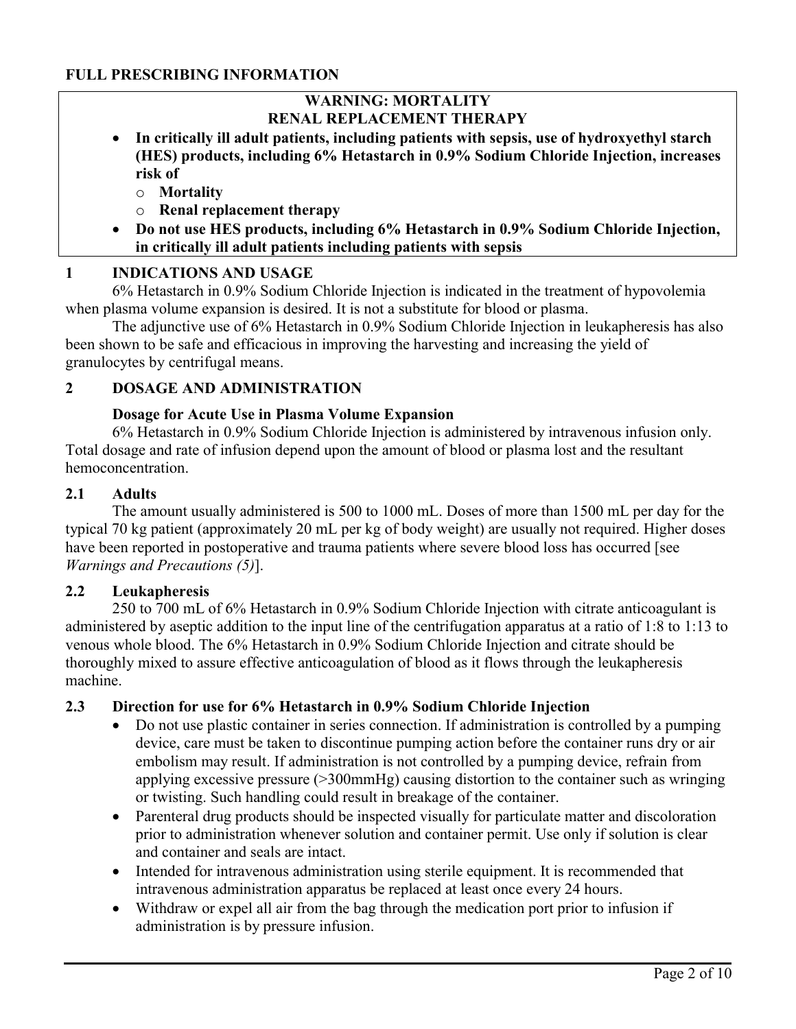# FULL PRESCRIBING INFORMATION

**WARNING: MORTALITY**
**RENAL REPLACEMENT THERAPY**

- **In critically ill adult patients, including patients with sepsis, use of hydroxyethyl starch (HES) products, including 6% Hetastarch in 0.9% Sodium Chloride Injection, increases risk of**
  - **Mortality**
  - **Renal replacement therapy**
- **Do not use HES products, including 6% Hetastarch in 0.9% Sodium Chloride Injection, in critically ill adult patients including patients with sepsis**

## 1 INDICATIONS AND USAGE

6% Hetastarch in 0.9% Sodium Chloride Injection is indicated in the treatment of hypovolemia when plasma volume expansion is desired. It is not a substitute for blood or plasma.

The adjunctive use of 6% Hetastarch in 0.9% Sodium Chloride Injection in leukapheresis has also been shown to be safe and efficacious in improving the harvesting and increasing the yield of granulocytes by centrifugal means.

## 2 DOSAGE AND ADMINISTRATION

**Dosage for Acute Use in Plasma Volume Expansion**

6% Hetastarch in 0.9% Sodium Chloride Injection is administered by intravenous infusion only. Total dosage and rate of infusion depend upon the amount of blood or plasma lost and the resultant hemoconcentration.

### 2.1 Adults

The amount usually administered is 500 to 1000 mL. Doses of more than 1500 mL per day for the typical 70 kg patient (approximately 20 mL per kg of body weight) are usually not required. Higher doses have been reported in postoperative and trauma patients where severe blood loss has occurred [see *Warnings and Precautions (5)*].

### 2.2 Leukapheresis

250 to 700 mL of 6% Hetastarch in 0.9% Sodium Chloride Injection with citrate anticoagulant is administered by aseptic addition to the input line of the centrifugation apparatus at a ratio of 1:8 to 1:13 to venous whole blood. The 6% Hetastarch in 0.9% Sodium Chloride Injection and citrate should be thoroughly mixed to assure effective anticoagulation of blood as it flows through the leukapheresis machine.

### 2.3 Direction for use for 6% Hetastarch in 0.9% Sodium Chloride Injection

- Do not use plastic container in series connection. If administration is controlled by a pumping device, care must be taken to discontinue pumping action before the container runs dry or air embolism may result. If administration is not controlled by a pumping device, refrain from applying excessive pressure (>300mmHg) causing distortion to the container such as wringing or twisting. Such handling could result in breakage of the container.
- Parenteral drug products should be inspected visually for particulate matter and discoloration prior to administration whenever solution and container permit. Use only if solution is clear and container and seals are intact.
- Intended for intravenous administration using sterile equipment. It is recommended that intravenous administration apparatus be replaced at least once every 24 hours.
- Withdraw or expel all air from the bag through the medication port prior to infusion if administration is by pressure infusion.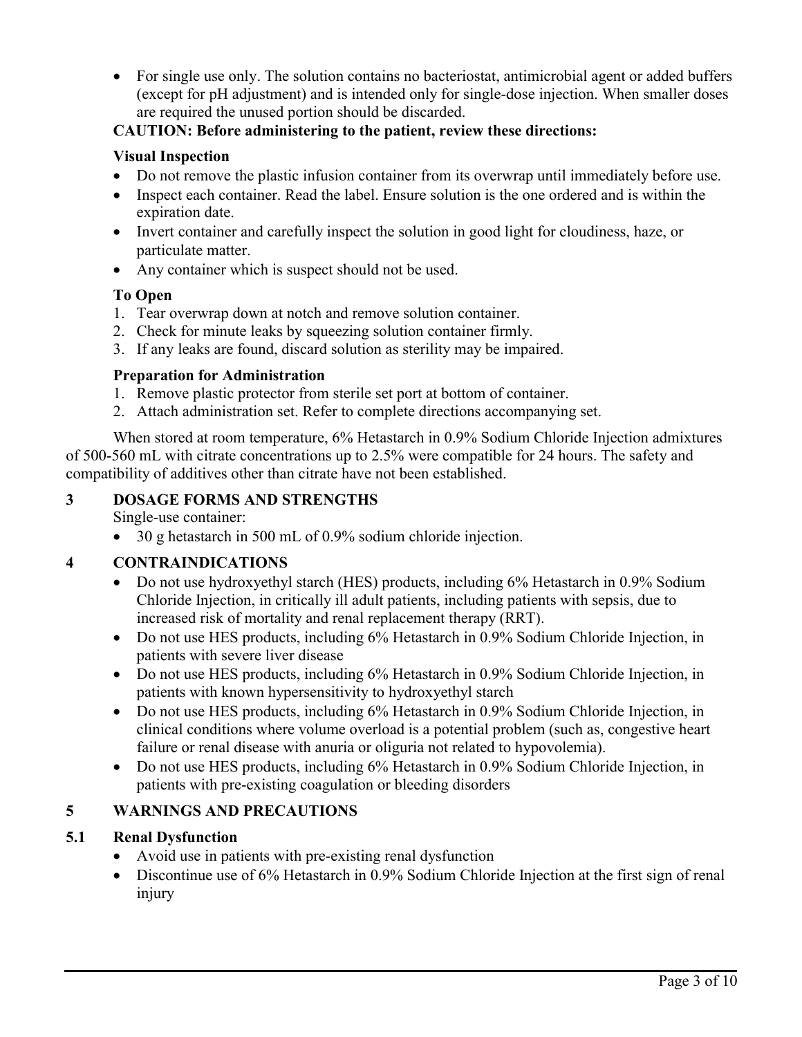- For single use only. The solution contains no bacteriostat, antimicrobial agent or added buffers (except for pH adjustment) and is intended only for single-dose injection. When smaller doses are required the unused portion should be discarded.

**CAUTION: Before administering to the patient, review these directions:**

**Visual Inspection**

- Do not remove the plastic infusion container from its overwrap until immediately before use.
- Inspect each container. Read the label. Ensure solution is the one ordered and is within the expiration date.
- Invert container and carefully inspect the solution in good light for cloudiness, haze, or particulate matter.
- Any container which is suspect should not be used.

**To Open**

1. Tear overwrap down at notch and remove solution container.
2. Check for minute leaks by squeezing solution container firmly.
3. If any leaks are found, discard solution as sterility may be impaired.

**Preparation for Administration**

1. Remove plastic protector from sterile set port at bottom of container.
2. Attach administration set. Refer to complete directions accompanying set.

When stored at room temperature, 6% Hetastarch in 0.9% Sodium Chloride Injection admixtures of 500-560 mL with citrate concentrations up to 2.5% were compatible for 24 hours. The safety and compatibility of additives other than citrate have not been established.

## 3 DOSAGE FORMS AND STRENGTHS

Single-use container:

- 30 g hetastarch in 500 mL of 0.9% sodium chloride injection.

## 4 CONTRAINDICATIONS

- Do not use hydroxyethyl starch (HES) products, including 6% Hetastarch in 0.9% Sodium Chloride Injection, in critically ill adult patients, including patients with sepsis, due to increased risk of mortality and renal replacement therapy (RRT).
- Do not use HES products, including 6% Hetastarch in 0.9% Sodium Chloride Injection, in patients with severe liver disease
- Do not use HES products, including 6% Hetastarch in 0.9% Sodium Chloride Injection, in patients with known hypersensitivity to hydroxyethyl starch
- Do not use HES products, including 6% Hetastarch in 0.9% Sodium Chloride Injection, in clinical conditions where volume overload is a potential problem (such as, congestive heart failure or renal disease with anuria or oliguria not related to hypovolemia).
- Do not use HES products, including 6% Hetastarch in 0.9% Sodium Chloride Injection, in patients with pre-existing coagulation or bleeding disorders

## 5 WARNINGS AND PRECAUTIONS

### 5.1 Renal Dysfunction

- Avoid use in patients with pre-existing renal dysfunction
- Discontinue use of 6% Hetastarch in 0.9% Sodium Chloride Injection at the first sign of renal injury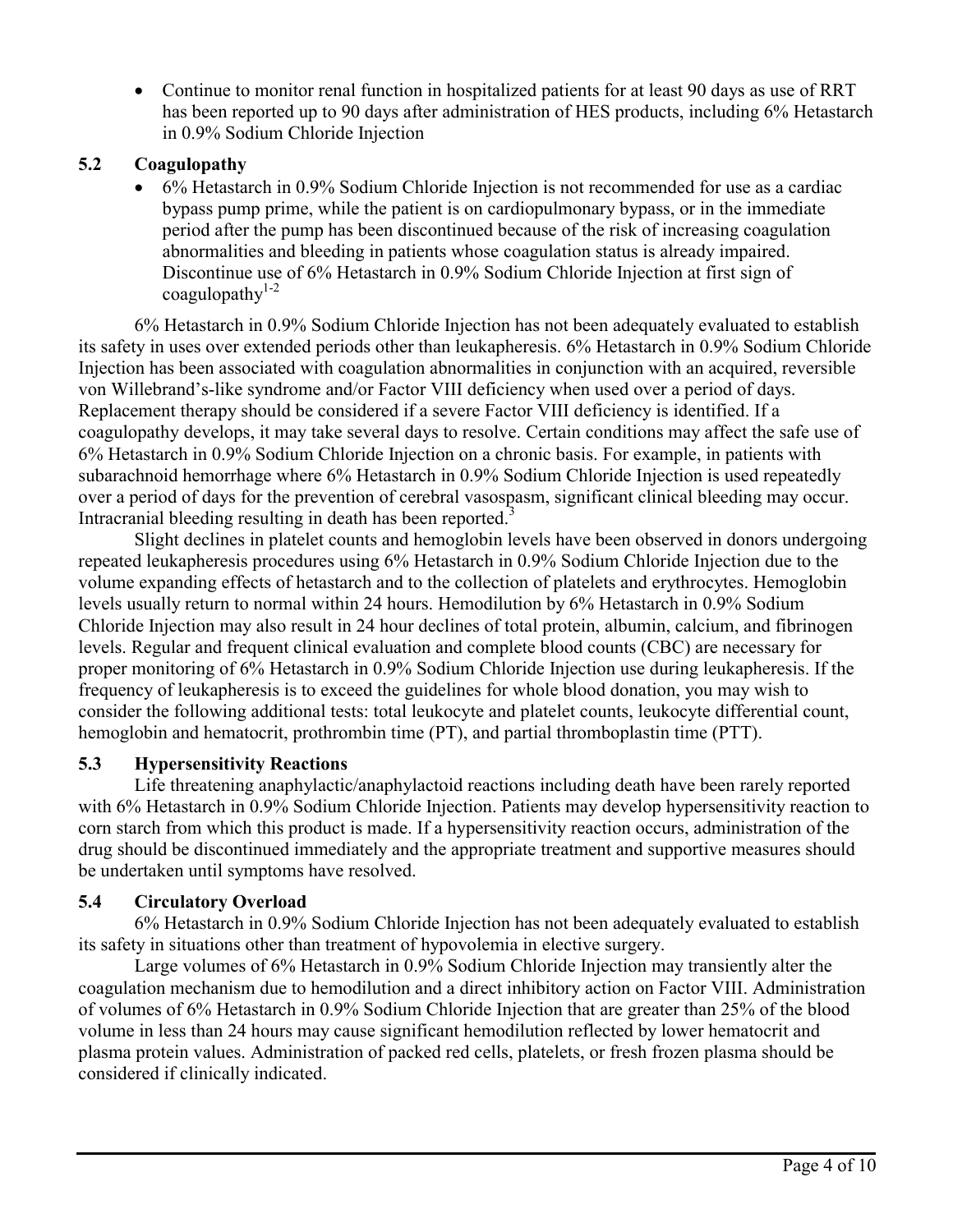- Continue to monitor renal function in hospitalized patients for at least 90 days as use of RRT has been reported up to 90 days after administration of HES products, including 6% Hetastarch in 0.9% Sodium Chloride Injection

### 5.2 Coagulopathy

- 6% Hetastarch in 0.9% Sodium Chloride Injection is not recommended for use as a cardiac bypass pump prime, while the patient is on cardiopulmonary bypass, or in the immediate period after the pump has been discontinued because of the risk of increasing coagulation abnormalities and bleeding in patients whose coagulation status is already impaired. Discontinue use of 6% Hetastarch in 0.9% Sodium Chloride Injection at first sign of coagulopathy[1-2]

6% Hetastarch in 0.9% Sodium Chloride Injection has not been adequately evaluated to establish its safety in uses over extended periods other than leukapheresis. 6% Hetastarch in 0.9% Sodium Chloride Injection has been associated with coagulation abnormalities in conjunction with an acquired, reversible von Willebrand's-like syndrome and/or Factor VIII deficiency when used over a period of days. Replacement therapy should be considered if a severe Factor VIII deficiency is identified. If a coagulopathy develops, it may take several days to resolve. Certain conditions may affect the safe use of 6% Hetastarch in 0.9% Sodium Chloride Injection on a chronic basis. For example, in patients with subarachnoid hemorrhage where 6% Hetastarch in 0.9% Sodium Chloride Injection is used repeatedly over a period of days for the prevention of cerebral vasospasm, significant clinical bleeding may occur. Intracranial bleeding resulting in death has been reported.[3]

Slight declines in platelet counts and hemoglobin levels have been observed in donors undergoing repeated leukapheresis procedures using 6% Hetastarch in 0.9% Sodium Chloride Injection due to the volume expanding effects of hetastarch and to the collection of platelets and erythrocytes. Hemoglobin levels usually return to normal within 24 hours. Hemodilution by 6% Hetastarch in 0.9% Sodium Chloride Injection may also result in 24 hour declines of total protein, albumin, calcium, and fibrinogen levels. Regular and frequent clinical evaluation and complete blood counts (CBC) are necessary for proper monitoring of 6% Hetastarch in 0.9% Sodium Chloride Injection use during leukapheresis. If the frequency of leukapheresis is to exceed the guidelines for whole blood donation, you may wish to consider the following additional tests: total leukocyte and platelet counts, leukocyte differential count, hemoglobin and hematocrit, prothrombin time (PT), and partial thromboplastin time (PTT).

### 5.3 Hypersensitivity Reactions

Life threatening anaphylactic/anaphylactoid reactions including death have been rarely reported with 6% Hetastarch in 0.9% Sodium Chloride Injection. Patients may develop hypersensitivity reaction to corn starch from which this product is made. If a hypersensitivity reaction occurs, administration of the drug should be discontinued immediately and the appropriate treatment and supportive measures should be undertaken until symptoms have resolved.

### 5.4 Circulatory Overload

6% Hetastarch in 0.9% Sodium Chloride Injection has not been adequately evaluated to establish its safety in situations other than treatment of hypovolemia in elective surgery.

Large volumes of 6% Hetastarch in 0.9% Sodium Chloride Injection may transiently alter the coagulation mechanism due to hemodilution and a direct inhibitory action on Factor VIII. Administration of volumes of 6% Hetastarch in 0.9% Sodium Chloride Injection that are greater than 25% of the blood volume in less than 24 hours may cause significant hemodilution reflected by lower hematocrit and plasma protein values. Administration of packed red cells, platelets, or fresh frozen plasma should be considered if clinically indicated.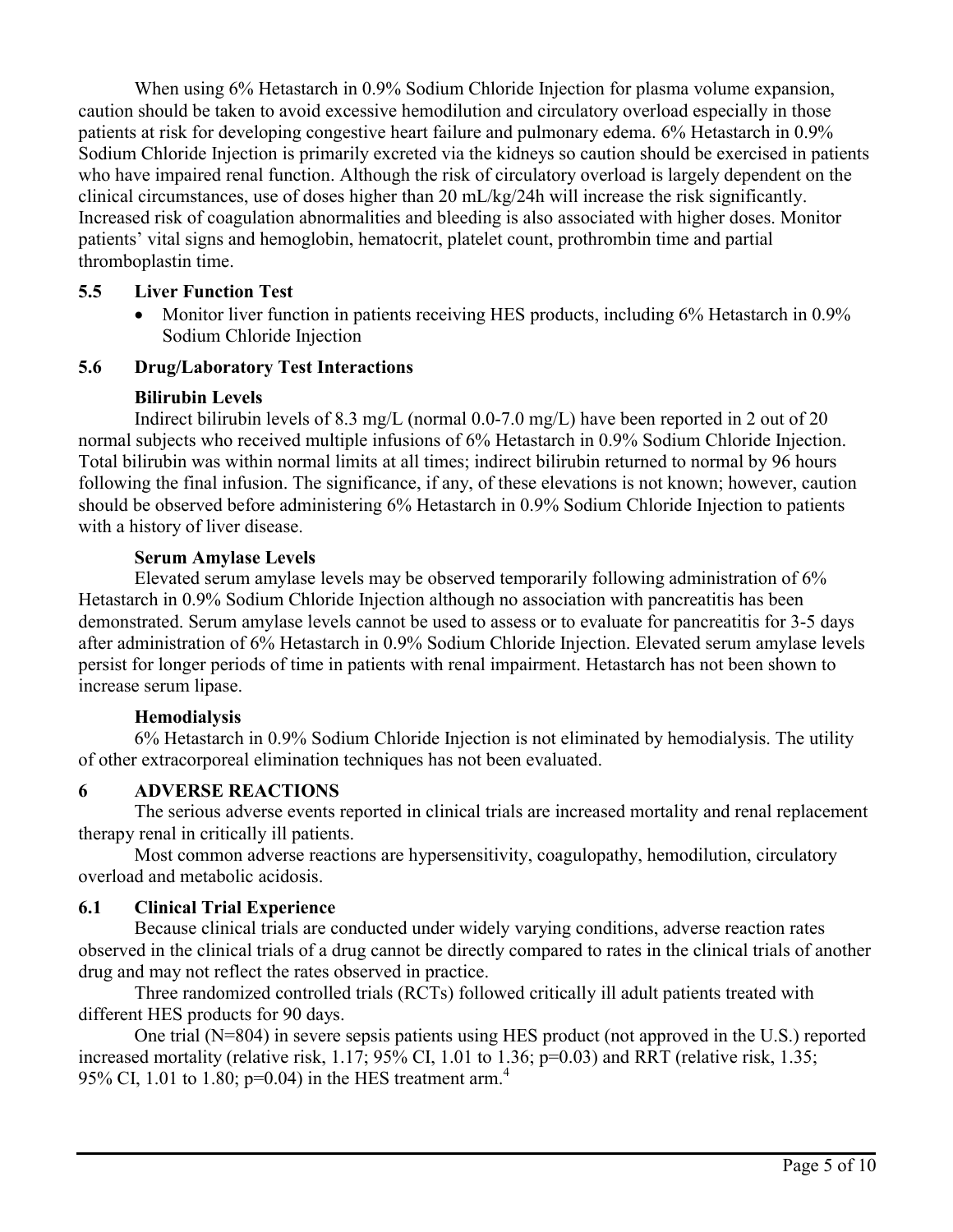When using 6% Hetastarch in 0.9% Sodium Chloride Injection for plasma volume expansion, caution should be taken to avoid excessive hemodilution and circulatory overload especially in those patients at risk for developing congestive heart failure and pulmonary edema. 6% Hetastarch in 0.9% Sodium Chloride Injection is primarily excreted via the kidneys so caution should be exercised in patients who have impaired renal function. Although the risk of circulatory overload is largely dependent on the clinical circumstances, use of doses higher than 20 mL/kg/24h will increase the risk significantly. Increased risk of coagulation abnormalities and bleeding is also associated with higher doses. Monitor patients' vital signs and hemoglobin, hematocrit, platelet count, prothrombin time and partial thromboplastin time.

### 5.5 Liver Function Test

- Monitor liver function in patients receiving HES products, including 6% Hetastarch in 0.9% Sodium Chloride Injection

### 5.6 Drug/Laboratory Test Interactions

**Bilirubin Levels**

Indirect bilirubin levels of 8.3 mg/L (normal 0.0-7.0 mg/L) have been reported in 2 out of 20 normal subjects who received multiple infusions of 6% Hetastarch in 0.9% Sodium Chloride Injection. Total bilirubin was within normal limits at all times; indirect bilirubin returned to normal by 96 hours following the final infusion. The significance, if any, of these elevations is not known; however, caution should be observed before administering 6% Hetastarch in 0.9% Sodium Chloride Injection to patients with a history of liver disease.

**Serum Amylase Levels**

Elevated serum amylase levels may be observed temporarily following administration of 6% Hetastarch in 0.9% Sodium Chloride Injection although no association with pancreatitis has been demonstrated. Serum amylase levels cannot be used to assess or to evaluate for pancreatitis for 3-5 days after administration of 6% Hetastarch in 0.9% Sodium Chloride Injection. Elevated serum amylase levels persist for longer periods of time in patients with renal impairment. Hetastarch has not been shown to increase serum lipase.

**Hemodialysis**

6% Hetastarch in 0.9% Sodium Chloride Injection is not eliminated by hemodialysis. The utility of other extracorporeal elimination techniques has not been evaluated.

## 6 ADVERSE REACTIONS

The serious adverse events reported in clinical trials are increased mortality and renal replacement therapy renal in critically ill patients.

Most common adverse reactions are hypersensitivity, coagulopathy, hemodilution, circulatory overload and metabolic acidosis.

### 6.1 Clinical Trial Experience

Because clinical trials are conducted under widely varying conditions, adverse reaction rates observed in the clinical trials of a drug cannot be directly compared to rates in the clinical trials of another drug and may not reflect the rates observed in practice.

Three randomized controlled trials (RCTs) followed critically ill adult patients treated with different HES products for 90 days.

One trial (N=804) in severe sepsis patients using HES product (not approved in the U.S.) reported increased mortality (relative risk, 1.17; 95% CI, 1.01 to 1.36; p=0.03) and RRT (relative risk, 1.35; 95% CI, 1.01 to 1.80; p=0.04) in the HES treatment arm.[4]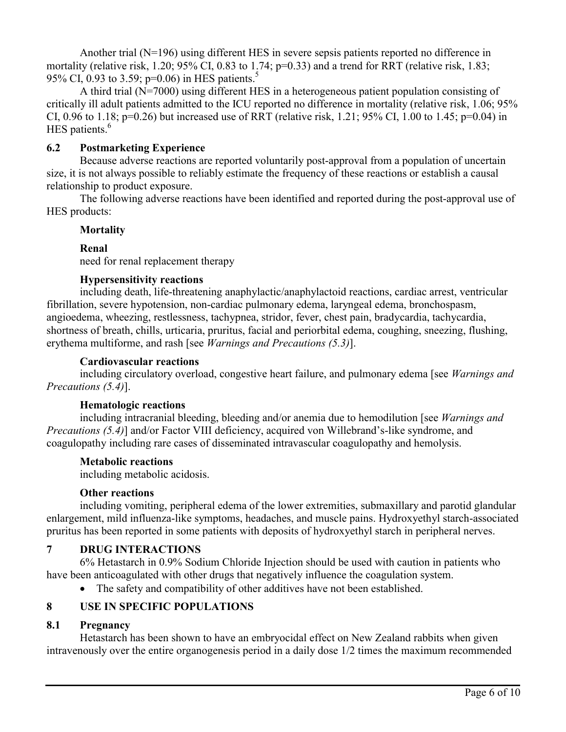Another trial (N=196) using different HES in severe sepsis patients reported no difference in mortality (relative risk, 1.20; 95% CI, 0.83 to 1.74; p=0.33) and a trend for RRT (relative risk, 1.83; 95% CI, 0.93 to 3.59; p=0.06) in HES patients.[5]

A third trial (N=7000) using different HES in a heterogeneous patient population consisting of critically ill adult patients admitted to the ICU reported no difference in mortality (relative risk, 1.06; 95% CI, 0.96 to 1.18; p=0.26) but increased use of RRT (relative risk, 1.21; 95% CI, 1.00 to 1.45; p=0.04) in HES patients.[6]

## 6.2 Postmarketing Experience

Because adverse reactions are reported voluntarily post-approval from a population of uncertain size, it is not always possible to reliably estimate the frequency of these reactions or establish a causal relationship to product exposure.

The following adverse reactions have been identified and reported during the post-approval use of HES products:

**Mortality**

**Renal**
need for renal replacement therapy

**Hypersensitivity reactions**
including death, life-threatening anaphylactic/anaphylactoid reactions, cardiac arrest, ventricular fibrillation, severe hypotension, non-cardiac pulmonary edema, laryngeal edema, bronchospasm, angioedema, wheezing, restlessness, tachypnea, stridor, fever, chest pain, bradycardia, tachycardia, shortness of breath, chills, urticaria, pruritus, facial and periorbital edema, coughing, sneezing, flushing, erythema multiforme, and rash [see *Warnings and Precautions (5.3)*].

**Cardiovascular reactions**
including circulatory overload, congestive heart failure, and pulmonary edema [see *Warnings and Precautions (5.4)*].

**Hematologic reactions**
including intracranial bleeding, bleeding and/or anemia due to hemodilution [see *Warnings and Precautions (5.4)*] and/or Factor VIII deficiency, acquired von Willebrand's-like syndrome, and coagulopathy including rare cases of disseminated intravascular coagulopathy and hemolysis.

**Metabolic reactions**
including metabolic acidosis.

**Other reactions**
including vomiting, peripheral edema of the lower extremities, submaxillary and parotid glandular enlargement, mild influenza-like symptoms, headaches, and muscle pains. Hydroxyethyl starch-associated pruritus has been reported in some patients with deposits of hydroxyethyl starch in peripheral nerves.

# 7 DRUG INTERACTIONS

6% Hetastarch in 0.9% Sodium Chloride Injection should be used with caution in patients who have been anticoagulated with other drugs that negatively influence the coagulation system.

- The safety and compatibility of other additives have not been established.

# 8 USE IN SPECIFIC POPULATIONS

## 8.1 Pregnancy

Hetastarch has been shown to have an embryocidal effect on New Zealand rabbits when given intravenously over the entire organogenesis period in a daily dose 1/2 times the maximum recommended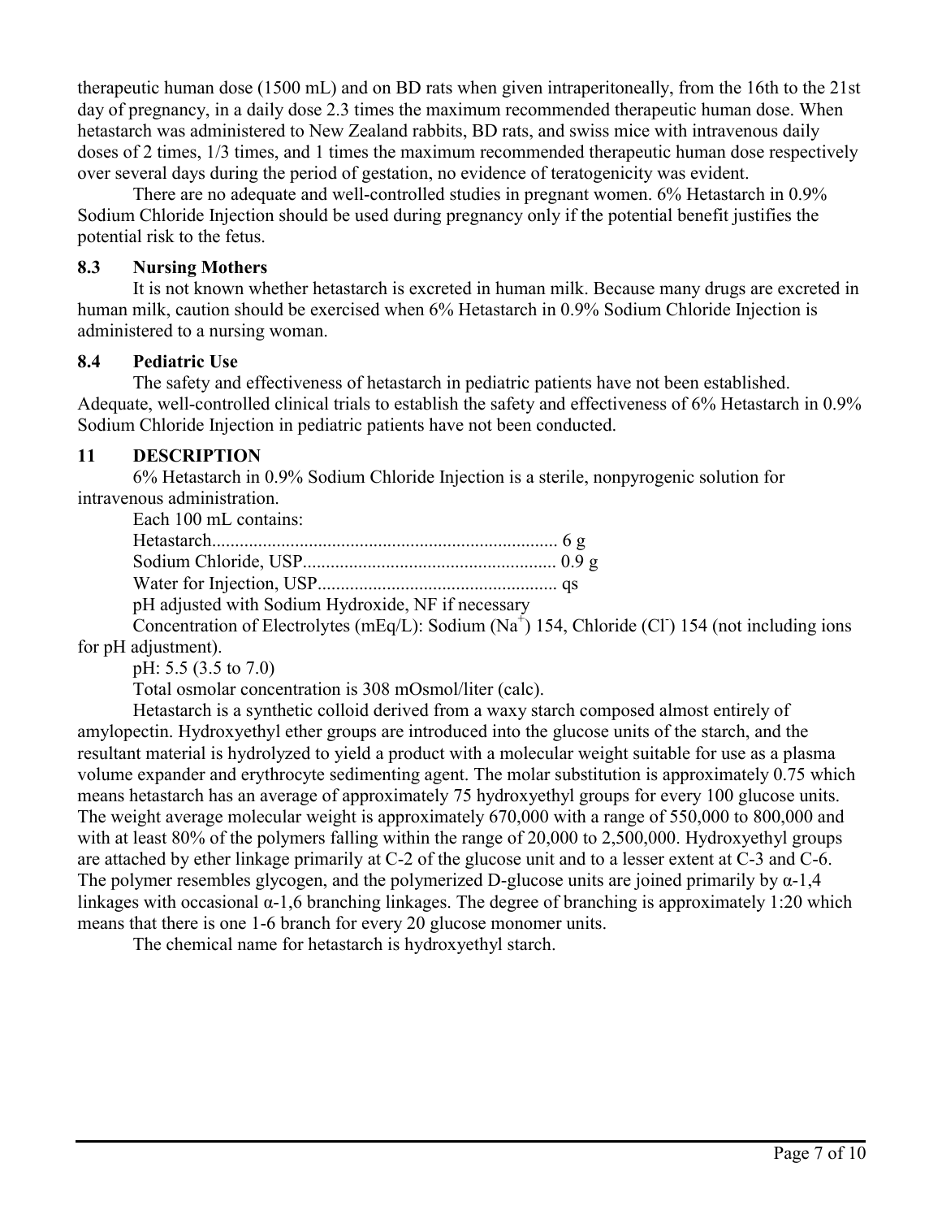therapeutic human dose (1500 mL) and on BD rats when given intraperitoneally, from the 16th to the 21st day of pregnancy, in a daily dose 2.3 times the maximum recommended therapeutic human dose. When hetastarch was administered to New Zealand rabbits, BD rats, and swiss mice with intravenous daily doses of 2 times, 1/3 times, and 1 times the maximum recommended therapeutic human dose respectively over several days during the period of gestation, no evidence of teratogenicity was evident.

There are no adequate and well-controlled studies in pregnant women. 6% Hetastarch in 0.9% Sodium Chloride Injection should be used during pregnancy only if the potential benefit justifies the potential risk to the fetus.

### 8.3 Nursing Mothers

It is not known whether hetastarch is excreted in human milk. Because many drugs are excreted in human milk, caution should be exercised when 6% Hetastarch in 0.9% Sodium Chloride Injection is administered to a nursing woman.

### 8.4 Pediatric Use

The safety and effectiveness of hetastarch in pediatric patients have not been established. Adequate, well-controlled clinical trials to establish the safety and effectiveness of 6% Hetastarch in 0.9% Sodium Chloride Injection in pediatric patients have not been conducted.

## 11 DESCRIPTION

6% Hetastarch in 0.9% Sodium Chloride Injection is a sterile, nonpyrogenic solution for intravenous administration.

Each 100 mL contains:

Hetastarch........................................................................ 6 g

Sodium Chloride, USP....................................................... 0.9 g

Water for Injection, USP.................................................... qs

pH adjusted with Sodium Hydroxide, NF if necessary

Concentration of Electrolytes (mEq/L): Sodium ($Na^+$) 154, Chloride ($Cl^-$) 154 (not including ions for pH adjustment).

pH: 5.5 (3.5 to 7.0)

Total osmolar concentration is 308 mOsmol/liter (calc).

Hetastarch is a synthetic colloid derived from a waxy starch composed almost entirely of amylopectin. Hydroxyethyl ether groups are introduced into the glucose units of the starch, and the resultant material is hydrolyzed to yield a product with a molecular weight suitable for use as a plasma volume expander and erythrocyte sedimenting agent. The molar substitution is approximately 0.75 which means hetastarch has an average of approximately 75 hydroxyethyl groups for every 100 glucose units. The weight average molecular weight is approximately 670,000 with a range of 550,000 to 800,000 and with at least 80% of the polymers falling within the range of 20,000 to 2,500,000. Hydroxyethyl groups are attached by ether linkage primarily at C-2 of the glucose unit and to a lesser extent at C-3 and C-6. The polymer resembles glycogen, and the polymerized D-glucose units are joined primarily by α-1,4 linkages with occasional α-1,6 branching linkages. The degree of branching is approximately 1:20 which means that there is one 1-6 branch for every 20 glucose monomer units.

The chemical name for hetastarch is hydroxyethyl starch.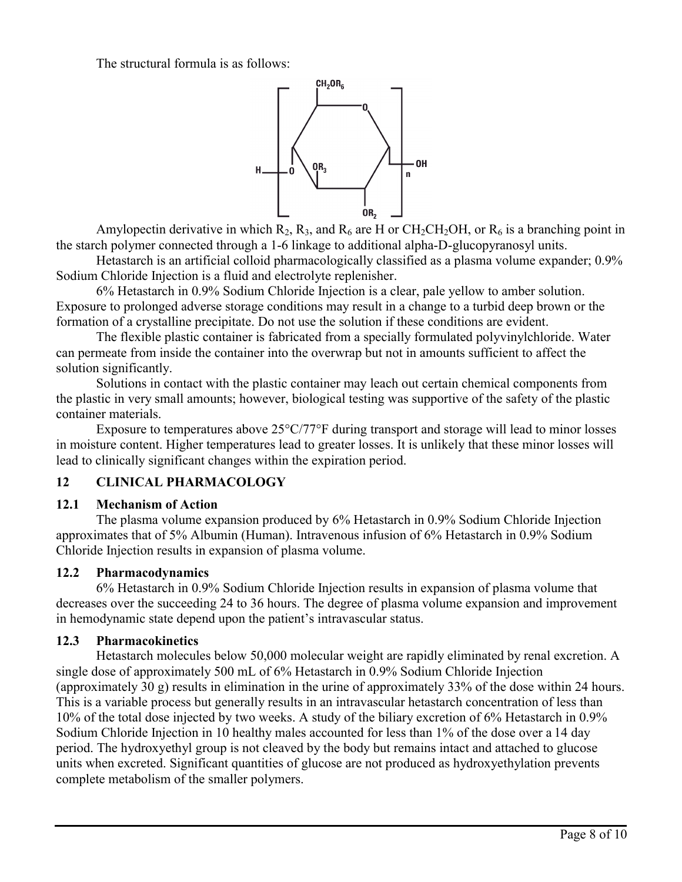The structural formula is as follows:

Amylopectin derivative in which $R_2$, $R_3$, and $R_6$ are H or $CH_2CH_2OH$, or $R_6$ is a branching point in the starch polymer connected through a 1-6 linkage to additional alpha-D-glucopyranosyl units.

Hetastarch is an artificial colloid pharmacologically classified as a plasma volume expander; 0.9% Sodium Chloride Injection is a fluid and electrolyte replenisher.

6% Hetastarch in 0.9% Sodium Chloride Injection is a clear, pale yellow to amber solution. Exposure to prolonged adverse storage conditions may result in a change to a turbid deep brown or the formation of a crystalline precipitate. Do not use the solution if these conditions are evident.

The flexible plastic container is fabricated from a specially formulated polyvinylchloride. Water can permeate from inside the container into the overwrap but not in amounts sufficient to affect the solution significantly.

Solutions in contact with the plastic container may leach out certain chemical components from the plastic in very small amounts; however, biological testing was supportive of the safety of the plastic container materials.

Exposure to temperatures above 25°C/77°F during transport and storage will lead to minor losses in moisture content. Higher temperatures lead to greater losses. It is unlikely that these minor losses will lead to clinically significant changes within the expiration period.

## 12 CLINICAL PHARMACOLOGY

### 12.1 Mechanism of Action

The plasma volume expansion produced by 6% Hetastarch in 0.9% Sodium Chloride Injection approximates that of 5% Albumin (Human). Intravenous infusion of 6% Hetastarch in 0.9% Sodium Chloride Injection results in expansion of plasma volume.

### 12.2 Pharmacodynamics

6% Hetastarch in 0.9% Sodium Chloride Injection results in expansion of plasma volume that decreases over the succeeding 24 to 36 hours. The degree of plasma volume expansion and improvement in hemodynamic state depend upon the patient's intravascular status.

### 12.3 Pharmacokinetics

Hetastarch molecules below 50,000 molecular weight are rapidly eliminated by renal excretion. A single dose of approximately 500 mL of 6% Hetastarch in 0.9% Sodium Chloride Injection (approximately 30 g) results in elimination in the urine of approximately 33% of the dose within 24 hours. This is a variable process but generally results in an intravascular hetastarch concentration of less than 10% of the total dose injected by two weeks. A study of the biliary excretion of 6% Hetastarch in 0.9% Sodium Chloride Injection in 10 healthy males accounted for less than 1% of the dose over a 14 day period. The hydroxyethyl group is not cleaved by the body but remains intact and attached to glucose units when excreted. Significant quantities of glucose are not produced as hydroxyethylation prevents complete metabolism of the smaller polymers.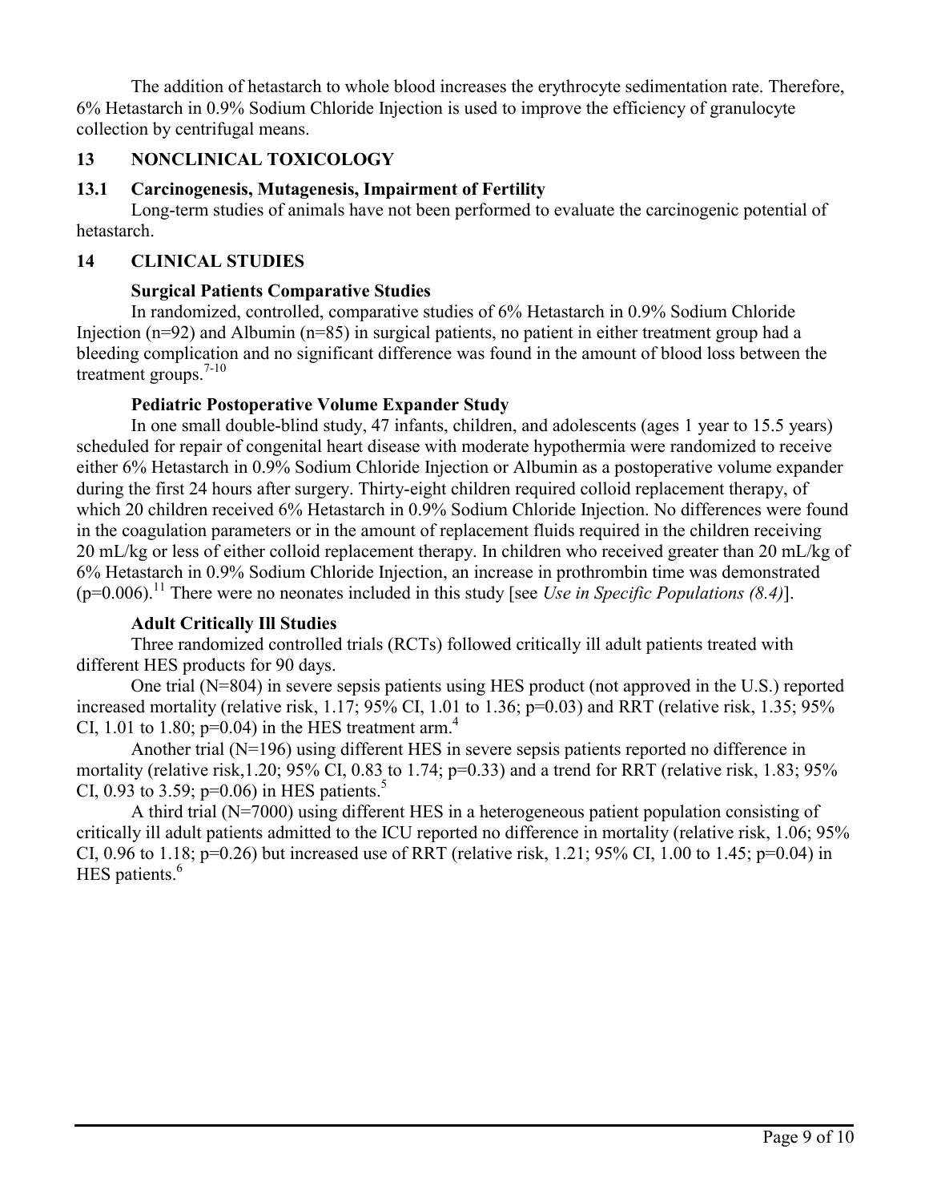The addition of hetastarch to whole blood increases the erythrocyte sedimentation rate. Therefore, 6% Hetastarch in 0.9% Sodium Chloride Injection is used to improve the efficiency of granulocyte collection by centrifugal means.

## 13 NONCLINICAL TOXICOLOGY

### 13.1 Carcinogenesis, Mutagenesis, Impairment of Fertility

Long-term studies of animals have not been performed to evaluate the carcinogenic potential of hetastarch.

## 14 CLINICAL STUDIES

**Surgical Patients Comparative Studies**

In randomized, controlled, comparative studies of 6% Hetastarch in 0.9% Sodium Chloride Injection (n=92) and Albumin (n=85) in surgical patients, no patient in either treatment group had a bleeding complication and no significant difference was found in the amount of blood loss between the treatment groups.[7-10]

**Pediatric Postoperative Volume Expander Study**

In one small double-blind study, 47 infants, children, and adolescents (ages 1 year to 15.5 years) scheduled for repair of congenital heart disease with moderate hypothermia were randomized to receive either 6% Hetastarch in 0.9% Sodium Chloride Injection or Albumin as a postoperative volume expander during the first 24 hours after surgery. Thirty-eight children required colloid replacement therapy, of which 20 children received 6% Hetastarch in 0.9% Sodium Chloride Injection. No differences were found in the coagulation parameters or in the amount of replacement fluids required in the children receiving 20 mL/kg or less of either colloid replacement therapy. In children who received greater than 20 mL/kg of 6% Hetastarch in 0.9% Sodium Chloride Injection, an increase in prothrombin time was demonstrated ($p=0.006$).[11] There were no neonates included in this study [see *Use in Specific Populations (8.4)*].

**Adult Critically Ill Studies**

Three randomized controlled trials (RCTs) followed critically ill adult patients treated with different HES products for 90 days.

One trial (N=804) in severe sepsis patients using HES product (not approved in the U.S.) reported increased mortality (relative risk, 1.17; 95% CI, 1.01 to 1.36; $p=0.03$) and RRT (relative risk, 1.35; 95% CI, 1.01 to 1.80; $p=0.04$) in the HES treatment arm.[4]

Another trial (N=196) using different HES in severe sepsis patients reported no difference in mortality (relative risk,1.20; 95% CI, 0.83 to 1.74; $p=0.33$) and a trend for RRT (relative risk, 1.83; 95% CI, 0.93 to 3.59; $p=0.06$) in HES patients.[5]

A third trial (N=7000) using different HES in a heterogeneous patient population consisting of critically ill adult patients admitted to the ICU reported no difference in mortality (relative risk, 1.06; 95% CI, 0.96 to 1.18; $p=0.26$) but increased use of RRT (relative risk, 1.21; 95% CI, 1.00 to 1.45; $p=0.04$) in HES patients.[6]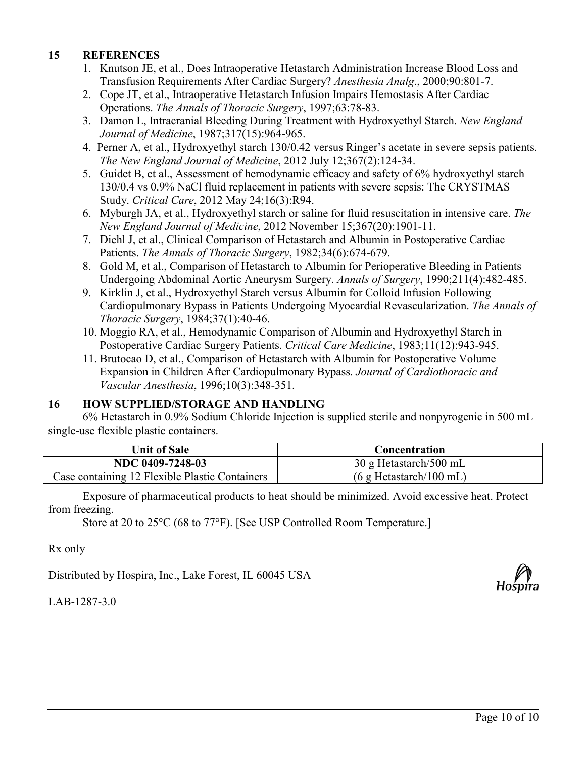## 15 REFERENCES

1. Knutson JE, et al., Does Intraoperative Hetastarch Administration Increase Blood Loss and Transfusion Requirements After Cardiac Surgery? *Anesthesia Analg*., 2000;90:801-7.
2. Cope JT, et al., Intraoperative Hetastarch Infusion Impairs Hemostasis After Cardiac Operations. *The Annals of Thoracic Surgery*, 1997;63:78-83.
3. Damon L, Intracranial Bleeding During Treatment with Hydroxyethyl Starch. *New England Journal of Medicine*, 1987;317(15):964-965.
4. Perner A, et al., Hydroxyethyl starch 130/0.42 versus Ringer's acetate in severe sepsis patients. *The New England Journal of Medicine*, 2012 July 12;367(2):124-34.
5. Guidet B, et al., Assessment of hemodynamic efficacy and safety of 6% hydroxyethyl starch 130/0.4 vs 0.9% NaCl fluid replacement in patients with severe sepsis: The CRYSTMAS Study. *Critical Care*, 2012 May 24;16(3):R94.
6. Myburgh JA, et al., Hydroxyethyl starch or saline for fluid resuscitation in intensive care. *The New England Journal of Medicine*, 2012 November 15;367(20):1901-11.
7. Diehl J, et al., Clinical Comparison of Hetastarch and Albumin in Postoperative Cardiac Patients. *The Annals of Thoracic Surgery*, 1982;34(6):674-679.
8. Gold M, et al., Comparison of Hetastarch to Albumin for Perioperative Bleeding in Patients Undergoing Abdominal Aortic Aneurysm Surgery. *Annals of Surgery*, 1990;211(4):482-485.
9. Kirklin J, et al., Hydroxyethyl Starch versus Albumin for Colloid Infusion Following Cardiopulmonary Bypass in Patients Undergoing Myocardial Revascularization. *The Annals of Thoracic Surgery*, 1984;37(1):40-46.
10. Moggio RA, et al., Hemodynamic Comparison of Albumin and Hydroxyethyl Starch in Postoperative Cardiac Surgery Patients. *Critical Care Medicine*, 1983;11(12):943-945.
11. Brutocao D, et al., Comparison of Hetastarch with Albumin for Postoperative Volume Expansion in Children After Cardiopulmonary Bypass. *Journal of Cardiothoracic and Vascular Anesthesia*, 1996;10(3):348-351.

## 16 HOW SUPPLIED/STORAGE AND HANDLING

6% Hetastarch in 0.9% Sodium Chloride Injection is supplied sterile and nonpyrogenic in 500 mL single-use flexible plastic containers.

| Unit of Sale | Concentration |
|---|---|
| **NDC 0409-7248-03**<br>Case containing 12 Flexible Plastic Containers | 30 g Hetastarch/500 mL<br>(6 g Hetastarch/100 mL) |

Exposure of pharmaceutical products to heat should be minimized. Avoid excessive heat. Protect from freezing.

Store at 20 to 25°C (68 to 77°F). [See USP Controlled Room Temperature.]

Rx only

Distributed by Hospira, Inc., Lake Forest, IL 60045 USA

Hospira

LAB-1287-3.0